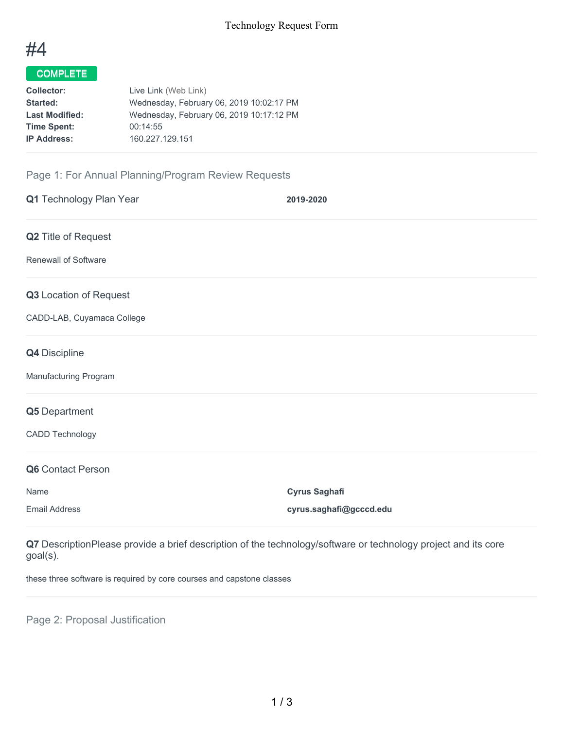Technology Request Form

# #4

**COMPLETE**

| | |
|---|---|
| **Collector:** | Live Link (Web Link) |
| **Started:** | Wednesday, February 06, 2019 10:02:17 PM |
| **Last Modified:** | Wednesday, February 06, 2019 10:17:12 PM |
| **Time Spent:** | 00:14:55 |
| **IP Address:** | 160.227.129.151 |

## Page 1: For Annual Planning/Program Review Requests

**Q1** Technology Plan Year

**2019-2020**

**Q2** Title of Request

Renewall of Software

**Q3** Location of Request

CADD-LAB, Cuyamaca College

**Q4** Discipline

Manufacturing Program

**Q5** Department

CADD Technology

**Q6** Contact Person

| | |
|---|---|
| Name | **Cyrus Saghafi** |
| Email Address | **cyrus.saghafi@gcccd.edu** |

**Q7** DescriptionPlease provide a brief description of the technology/software or technology project and its core goal(s).

these three software is required by core courses and capstone classes

## Page 2: Proposal Justification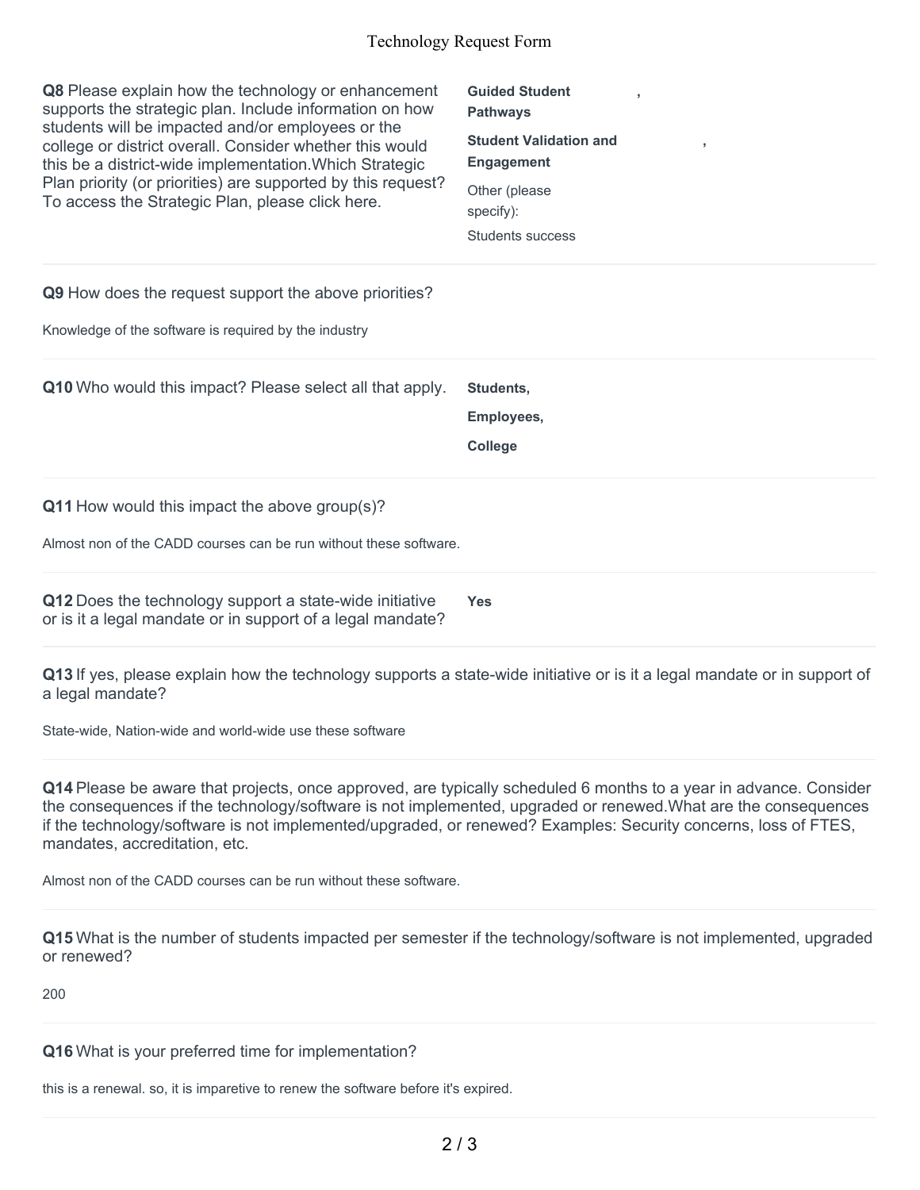**Q8** Please explain how the technology or enhancement supports the strategic plan. Include information on how students will be impacted and/or employees or the college or district overall. Consider whether this would this be a district-wide implementation.Which Strategic Plan priority (or priorities) are supported by this request? To access the Strategic Plan, please click here.

**Guided Student Pathways** ,

**Student Validation and Engagement** ,

Other (please specify):

Students success

---

**Q9** How does the request support the above priorities?

Knowledge of the software is required by the industry

---

**Q10** Who would this impact? Please select all that apply.

**Students,**

**Employees,**

**College**

---

**Q11** How would this impact the above group(s)?

Almost non of the CADD courses can be run without these software.

---

**Q12** Does the technology support a state-wide initiative or is it a legal mandate or in support of a legal mandate?

**Yes**

---

**Q13** If yes, please explain how the technology supports a state-wide initiative or is it a legal mandate or in support of a legal mandate?

State-wide, Nation-wide and world-wide use these software

---

**Q14** Please be aware that projects, once approved, are typically scheduled 6 months to a year in advance. Consider the consequences if the technology/software is not implemented, upgraded or renewed.What are the consequences if the technology/software is not implemented/upgraded, or renewed? Examples: Security concerns, loss of FTES, mandates, accreditation, etc.

Almost non of the CADD courses can be run without these software.

---

**Q15** What is the number of students impacted per semester if the technology/software is not implemented, upgraded or renewed?

200

---

**Q16** What is your preferred time for implementation?

this is a renewal. so, it is imparetive to renew the software before it's expired.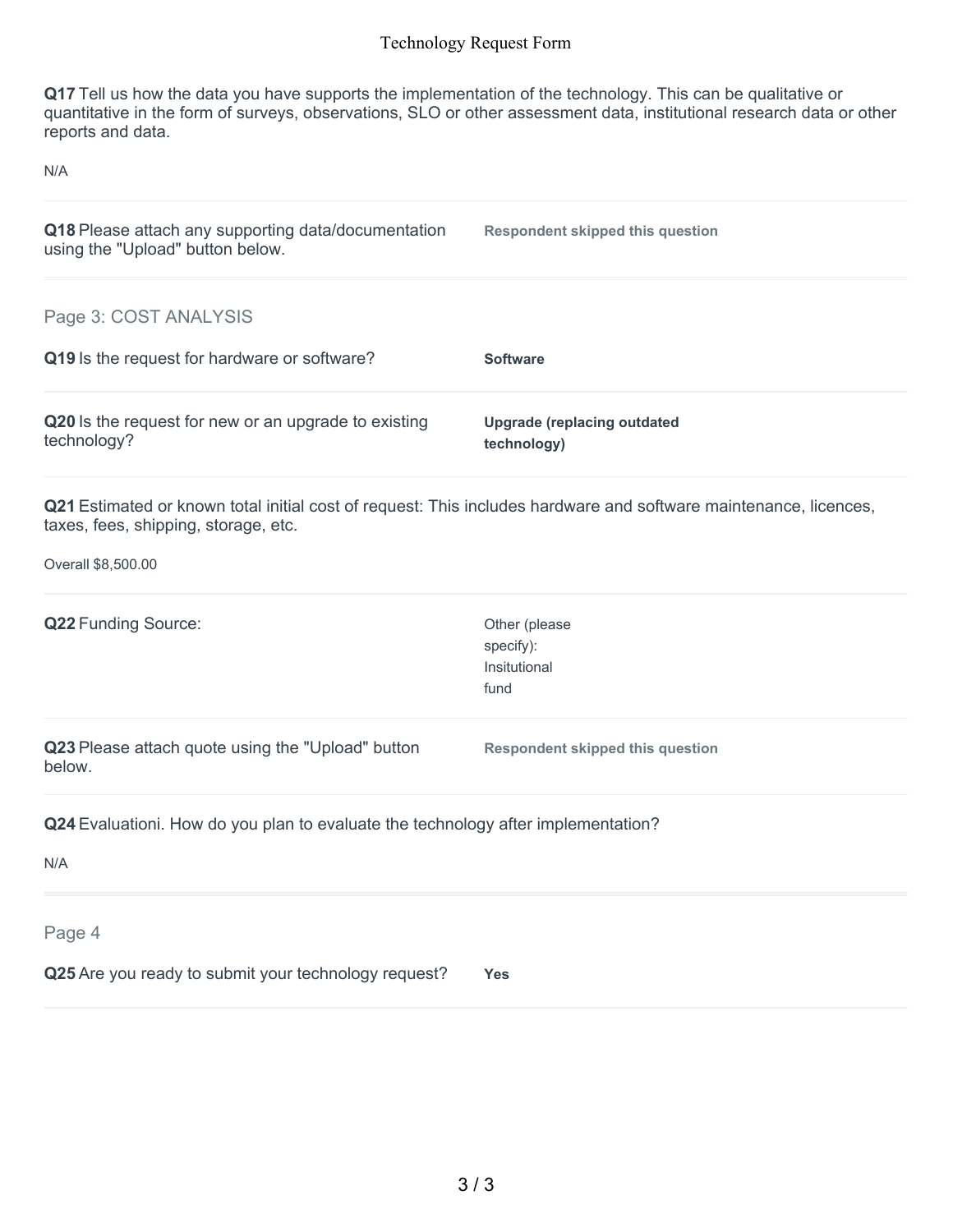**Q17** Tell us how the data you have supports the implementation of the technology. This can be qualitative or quantitative in the form of surveys, observations, SLO or other assessment data, institutional research data or other reports and data.

N/A

**Q18** Please attach any supporting data/documentation using the "Upload" button below.

**Respondent skipped this question**

## Page 3: COST ANALYSIS

**Q19** Is the request for hardware or software?

**Software**

**Q20** Is the request for new or an upgrade to existing technology?

**Upgrade (replacing outdated technology)**

**Q21** Estimated or known total initial cost of request: This includes hardware and software maintenance, licences, taxes, fees, shipping, storage, etc.

Overall $8,500.00

**Q22** Funding Source:

Other (please specify): Insitutional fund

**Q23** Please attach quote using the "Upload" button below.

**Respondent skipped this question**

**Q24** Evaluationi. How do you plan to evaluate the technology after implementation?

N/A

## Page 4

**Q25** Are you ready to submit your technology request?

**Yes**